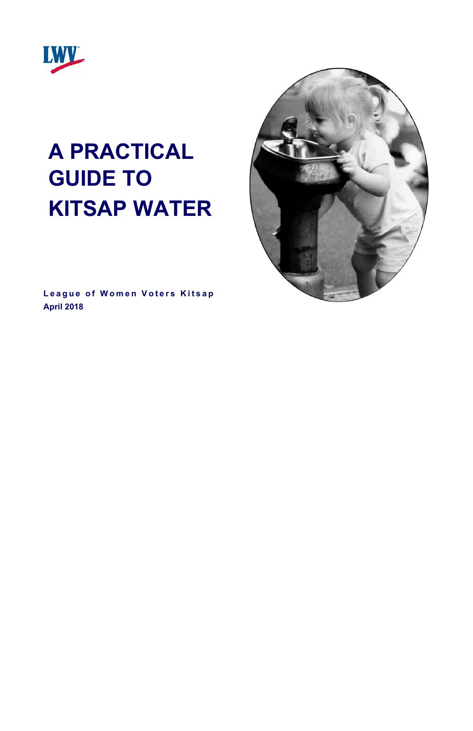LWV

# A PRACTICAL GUIDE TO KITSAP WATER

**League of Women Voters Kitsap**
**April 2018**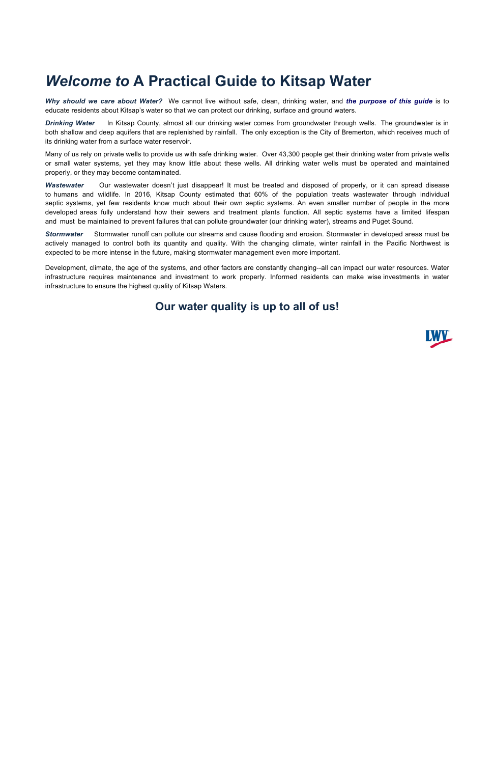# *Welcome to* A Practical Guide to Kitsap Water

***Why should we care about Water?*** We cannot live without safe, clean, drinking water, and ***the purpose of this guide*** is to educate residents about Kitsap's water so that we can protect our drinking, surface and ground waters.

***Drinking Water*** In Kitsap County, almost all our drinking water comes from groundwater through wells. The groundwater is in both shallow and deep aquifers that are replenished by rainfall. The only exception is the City of Bremerton, which receives much of its drinking water from a surface water reservoir.

Many of us rely on private wells to provide us with safe drinking water. Over 43,300 people get their drinking water from private wells or small water systems, yet they may know little about these wells. All drinking water wells must be operated and maintained properly, or they may become contaminated.

***Wastewater*** Our wastewater doesn't just disappear! It must be treated and disposed of properly, or it can spread disease to humans and wildlife. In 2016, Kitsap County estimated that 60% of the population treats wastewater through individual septic systems, yet few residents know much about their own septic systems. An even smaller number of people in the more developed areas fully understand how their sewers and treatment plants function. All septic systems have a limited lifespan and must be maintained to prevent failures that can pollute groundwater (our drinking water), streams and Puget Sound.

***Stormwater*** Stormwater runoff can pollute our streams and cause flooding and erosion. Stormwater in developed areas must be actively managed to control both its quantity and quality. With the changing climate, winter rainfall in the Pacific Northwest is expected to be more intense in the future, making stormwater management even more important.

Development, climate, the age of the systems, and other factors are constantly changing--all can impact our water resources. Water infrastructure requires maintenance and investment to work properly. Informed residents can make wise investments in water infrastructure to ensure the highest quality of Kitsap Waters.

**Our water quality is up to all of us!**

LWV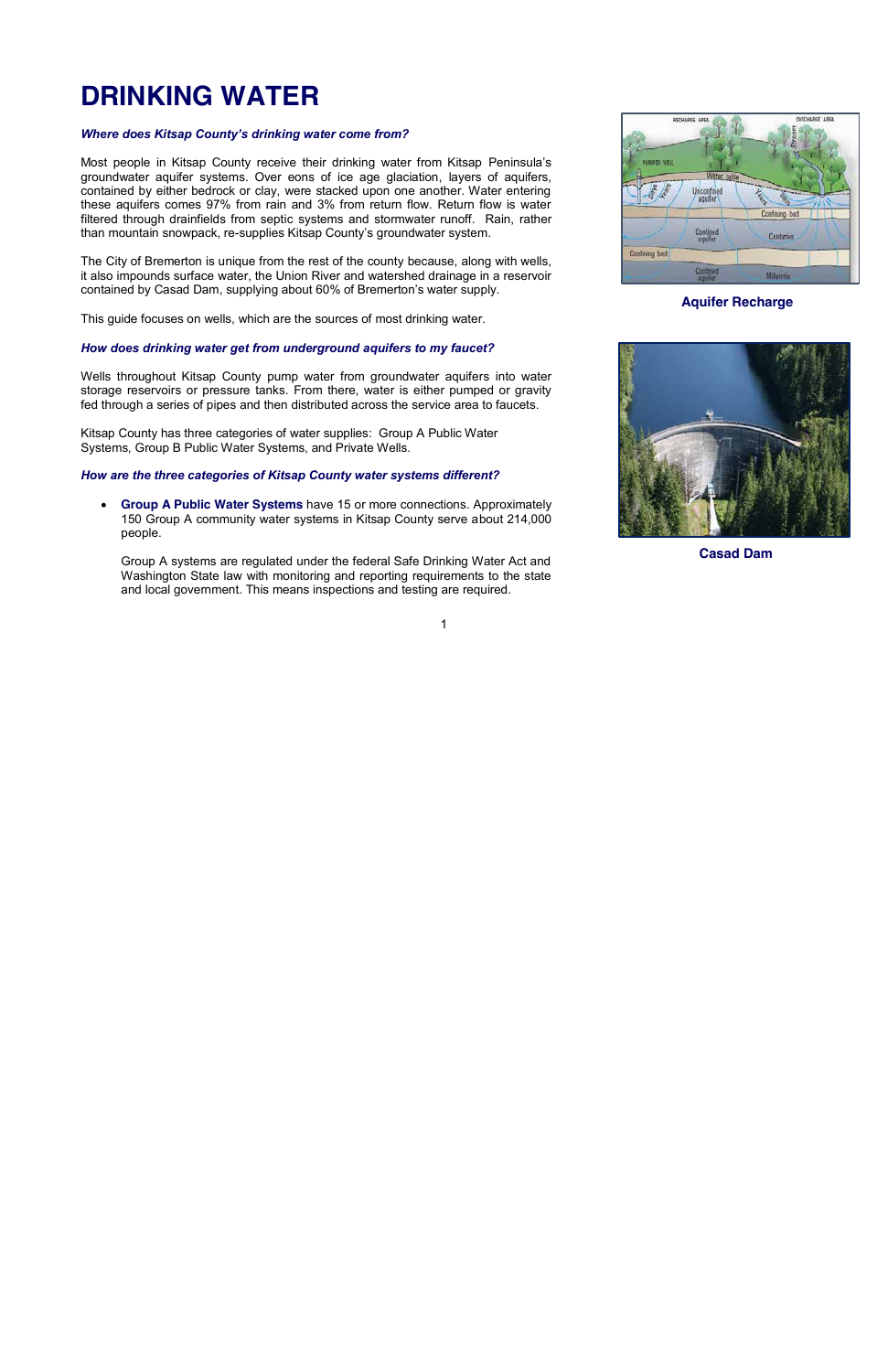# DRINKING WATER

***Where does Kitsap County's drinking water come from?***

Most people in Kitsap County receive their drinking water from Kitsap Peninsula's groundwater aquifer systems. Over eons of ice age glaciation, layers of aquifers, contained by either bedrock or clay, were stacked upon one another. Water entering these aquifers comes 97% from rain and 3% from return flow. Return flow is water filtered through drainfields from septic systems and stormwater runoff. Rain, rather than mountain snowpack, re-supplies Kitsap County's groundwater system.

The City of Bremerton is unique from the rest of the county because, along with wells, it also impounds surface water, the Union River and watershed drainage in a reservoir contained by Casad Dam, supplying about 60% of Bremerton's water supply.

This guide focuses on wells, which are the sources of most drinking water.

***How does drinking water get from underground aquifers to my faucet?***

Wells throughout Kitsap County pump water from groundwater aquifers into water storage reservoirs or pressure tanks. From there, water is either pumped or gravity fed through a series of pipes and then distributed across the service area to faucets.

Kitsap County has three categories of water supplies: Group A Public Water Systems, Group B Public Water Systems, and Private Wells.

***How are the three categories of Kitsap County water systems different?***

- **Group A Public Water Systems** have 15 or more connections. Approximately 150 Group A community water systems in Kitsap County serve about 214,000 people.

  Group A systems are regulated under the federal Safe Drinking Water Act and Washington State law with monitoring and reporting requirements to the state and local government. This means inspections and testing are required.

**Aquifer Recharge**

**Casad Dam**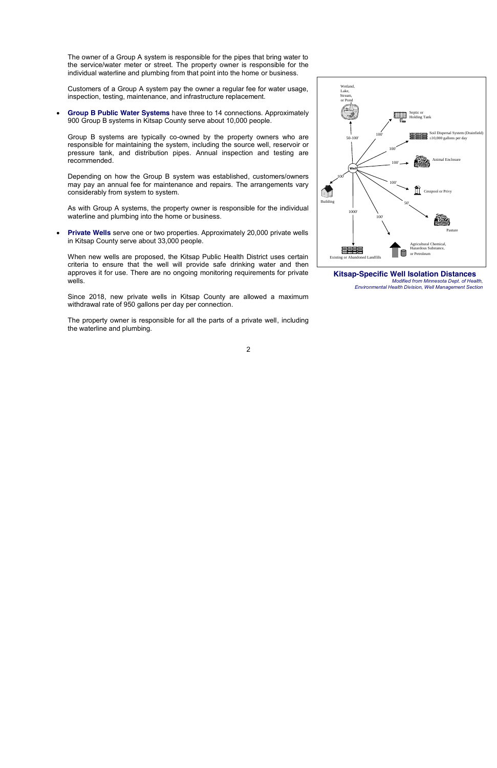The owner of a Group A system is responsible for the pipes that bring water to the service/water meter or street. The property owner is responsible for the individual waterline and plumbing from that point into the home or business.

Customers of a Group A system pay the owner a regular fee for water usage, inspection, testing, maintenance, and infrastructure replacement.

- **Group B Public Water Systems** have three to 14 connections. Approximately 900 Group B systems in Kitsap County serve about 10,000 people.

  Group B systems are typically co-owned by the property owners who are responsible for maintaining the system, including the source well, reservoir or pressure tank, and distribution pipes. Annual inspection and testing are recommended.

  Depending on how the Group B system was established, customers/owners may pay an annual fee for maintenance and repairs. The arrangements vary considerably from system to system.

  As with Group A systems, the property owner is responsible for the individual waterline and plumbing into the home or business.

- **Private Wells** serve one or two properties. Approximately 20,000 private wells in Kitsap County serve about 33,000 people.

  When new wells are proposed, the Kitsap Public Health District uses certain criteria to ensure that the well will provide safe drinking water and then approves it for use. There are no ongoing monitoring requirements for private wells.

  Since 2018, new private wells in Kitsap County are allowed a maximum withdrawal rate of 950 gallons per day per connection.

  The property owner is responsible for all the parts of a private well, including the waterline and plumbing.

Wetland, Lake, Stream, or Pond — 50-100'

Septic or Holding Tank — 100'

Soil Dispersal System (Drainfield) ≤10,000 gallons per day — 100'

Animal Enclosure — 100'

Cesspool or Privy — 100'

Pasture — 50'

Agricultural Chemical, Hazardous Substance, or Petroleum — 100'

Existing or Abandoned Landfills — 1000'

Building — 100'

Well

**Kitsap-Specific Well Isolation Distances**

*Modified from Minnesota Dept. of Health, Environmental Health Division, Well Management Section*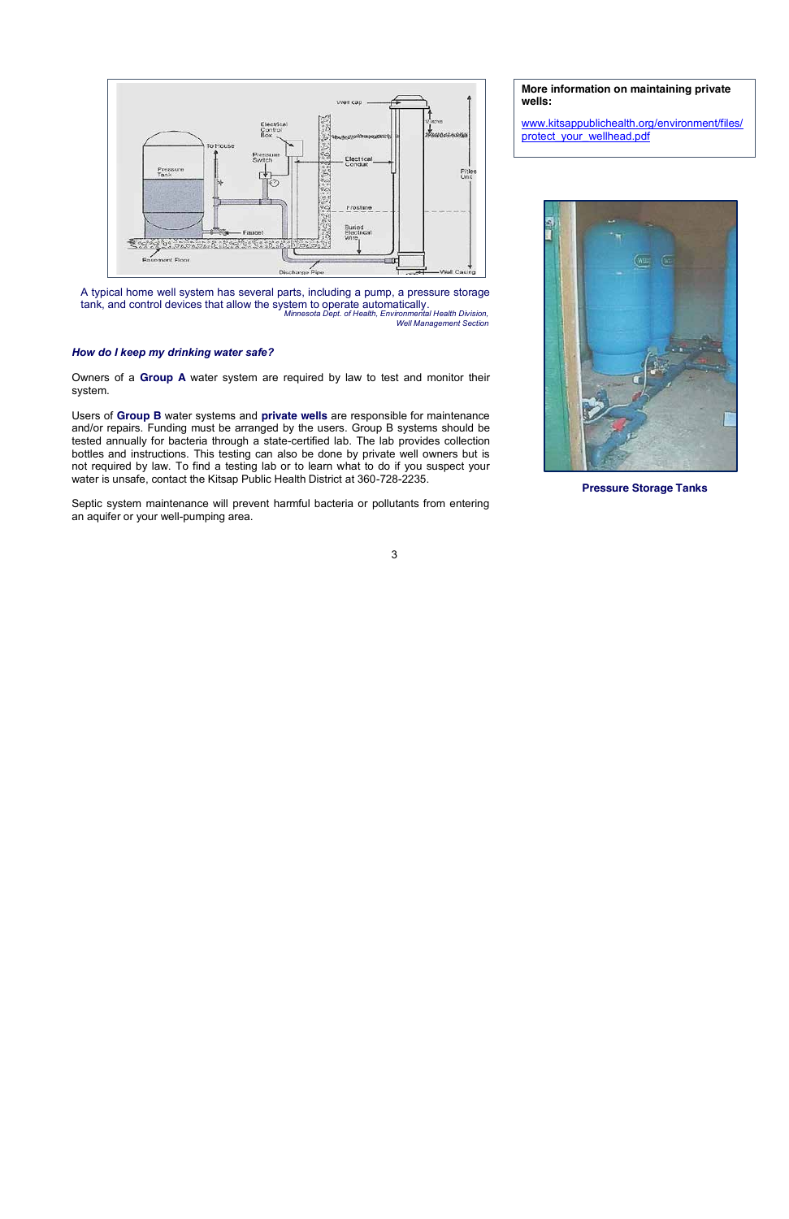A typical home well system has several parts, including a pump, a pressure storage tank, and control devices that allow the system to operate automatically.
*Minnesota Dept. of Health, Environmental Health Division, Well Management Section*

***How do I keep my drinking water safe?***

Owners of a **Group A** water system are required by law to test and monitor their system.

Users of **Group B** water systems and **private wells** are responsible for maintenance and/or repairs. Funding must be arranged by the users. Group B systems should be tested annually for bacteria through a state-certified lab. The lab provides collection bottles and instructions. This testing can also be done by private well owners but is not required by law. To find a testing lab or to learn what to do if you suspect your water is unsafe, contact the Kitsap Public Health District at 360-728-2235.

Septic system maintenance will prevent harmful bacteria or pollutants from entering an aquifer or your well-pumping area.

**More information on maintaining private wells:**

[www.kitsappublichealth.org/environment/files/protect_your_wellhead.pdf](www.kitsappublichealth.org/environment/files/protect_your_wellhead.pdf)

**Pressure Storage Tanks**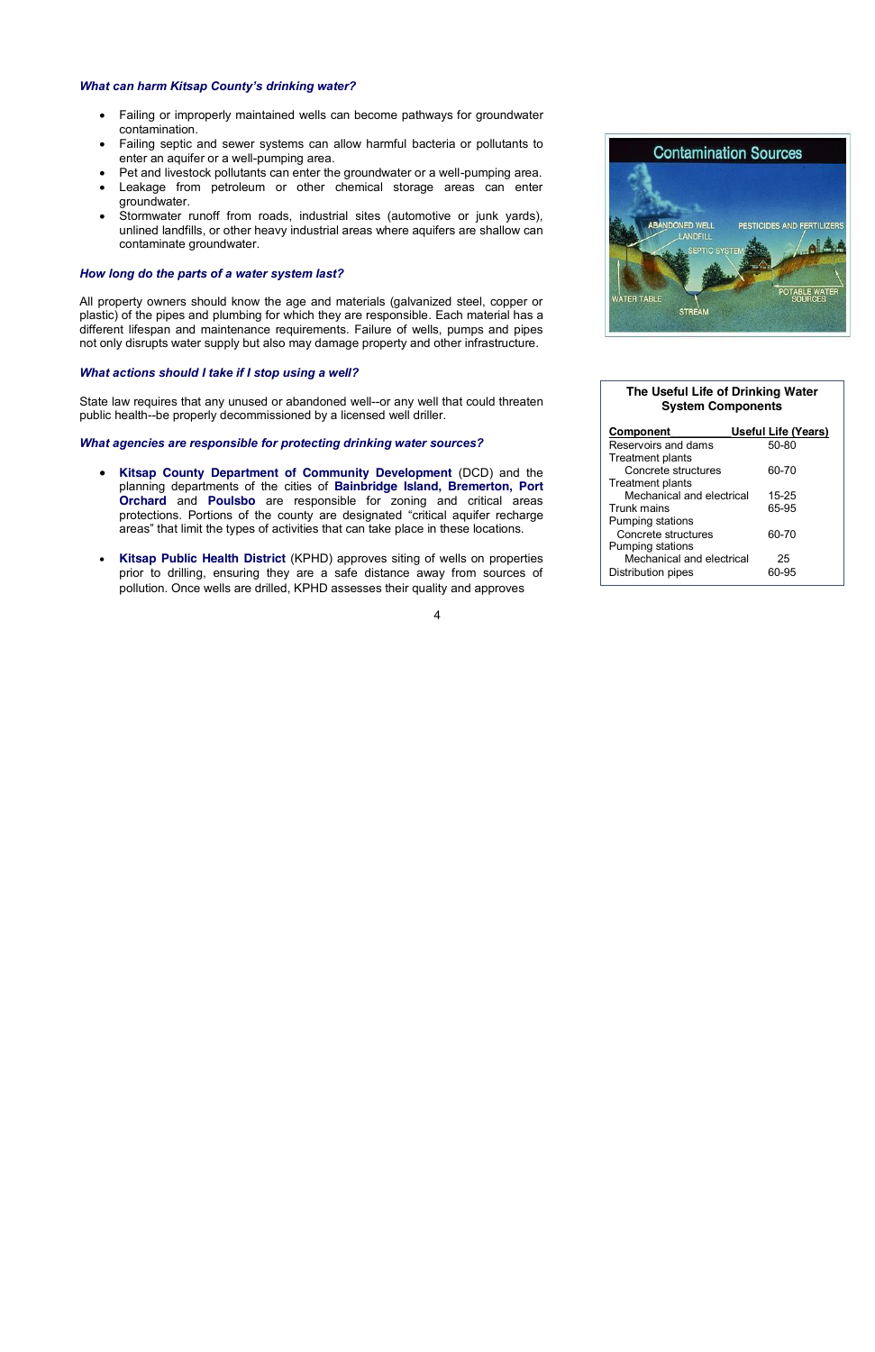***What can harm Kitsap County's drinking water?***

- Failing or improperly maintained wells can become pathways for groundwater contamination.
- Failing septic and sewer systems can allow harmful bacteria or pollutants to enter an aquifer or a well-pumping area.
- Pet and livestock pollutants can enter the groundwater or a well-pumping area.
- Leakage from petroleum or other chemical storage areas can enter groundwater.
- Stormwater runoff from roads, industrial sites (automotive or junk yards), unlined landfills, or other heavy industrial areas where aquifers are shallow can contaminate groundwater.

***How long do the parts of a water system last?***

All property owners should know the age and materials (galvanized steel, copper or plastic) of the pipes and plumbing for which they are responsible. Each material has a different lifespan and maintenance requirements. Failure of wells, pumps and pipes not only disrupts water supply but also may damage property and other infrastructure.

***What actions should I take if I stop using a well?***

State law requires that any unused or abandoned well--or any well that could threaten public health--be properly decommissioned by a licensed well driller.

***What agencies are responsible for protecting drinking water sources?***

- **Kitsap County Department of Community Development** (DCD) and the planning departments of the cities of **Bainbridge Island, Bremerton, Port Orchard** and **Poulsbo** are responsible for zoning and critical areas protections. Portions of the county are designated "critical aquifer recharge areas" that limit the types of activities that can take place in these locations.

- **Kitsap Public Health District** (KPHD) approves siting of wells on properties prior to drilling, ensuring they are a safe distance away from sources of pollution. Once wells are drilled, KPHD assesses their quality and approves

**Contamination Sources**

ABANDONED WELL, LANDFILL, SEPTIC SYSTEM, PESTICIDES AND FERTILIZERS, WATER TABLE, STREAM, POTABLE WATER SOURCES

**The Useful Life of Drinking Water System Components**

| Component | Useful Life (Years) |
|---|---|
| Reservoirs and dams | 50-80 |
| Treatment plants<br>Concrete structures | 60-70 |
| Treatment plants<br>Mechanical and electrical | 15-25 |
| Trunk mains | 65-95 |
| Pumping stations<br>Concrete structures | 60-70 |
| Pumping stations<br>Mechanical and electrical | 25 |
| Distribution pipes | 60-95 |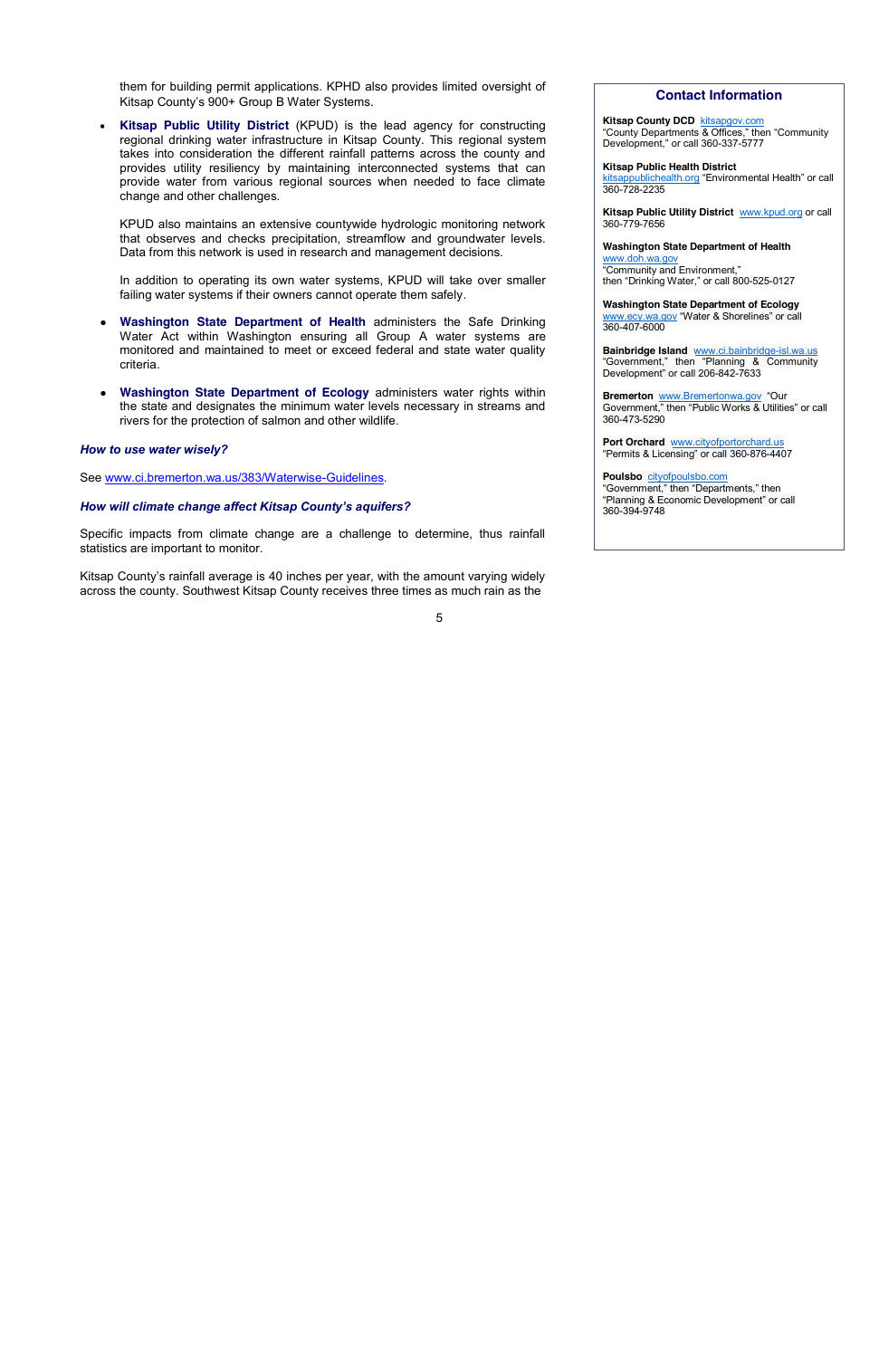them for building permit applications. KPHD also provides limited oversight of Kitsap County's 900+ Group B Water Systems.

- **Kitsap Public Utility District** (KPUD) is the lead agency for constructing regional drinking water infrastructure in Kitsap County. This regional system takes into consideration the different rainfall patterns across the county and provides utility resiliency by maintaining interconnected systems that can provide water from various regional sources when needed to face climate change and other challenges.

  KPUD also maintains an extensive countywide hydrologic monitoring network that observes and checks precipitation, streamflow and groundwater levels. Data from this network is used in research and management decisions.

  In addition to operating its own water systems, KPUD will take over smaller failing water systems if their owners cannot operate them safely.

- **Washington State Department of Health** administers the Safe Drinking Water Act within Washington ensuring all Group A water systems are monitored and maintained to meet or exceed federal and state water quality criteria.

- **Washington State Department of Ecology** administers water rights within the state and designates the minimum water levels necessary in streams and rivers for the protection of salmon and other wildlife.

### *How to use water wisely?*

See www.ci.bremerton.wa.us/383/Waterwise-Guidelines.

### *How will climate change affect Kitsap County's aquifers?*

Specific impacts from climate change are a challenge to determine, thus rainfall statistics are important to monitor.

Kitsap County's rainfall average is 40 inches per year, with the amount varying widely across the county. Southwest Kitsap County receives three times as much rain as the

## Contact Information

**Kitsap County DCD** kitsapgov.com "County Departments & Offices," then "Community Development," or call 360-337-5777

**Kitsap Public Health District** kitsappublichealth.org "Environmental Health" or call 360-728-2235

**Kitsap Public Utility District** www.kpud.org or call 360-779-7656

**Washington State Department of Health** www.doh.wa.gov "Community and Environment," then "Drinking Water," or call 800-525-0127

**Washington State Department of Ecology** www.ecy.wa.gov "Water & Shorelines" or call 360-407-6000

**Bainbridge Island** www.ci.bainbridge-isl.wa.us "Government," then "Planning & Community Development" or call 206-842-7633

**Bremerton** www.Bremertonwa.gov "Our Government," then "Public Works & Utilities" or call 360-473-5290

**Port Orchard** www.cityofportorchard.us "Permits & Licensing" or call 360-876-4407

**Poulsbo** cityofpoulsbo.com "Government," then "Departments," then "Planning & Economic Development" or call 360-394-9748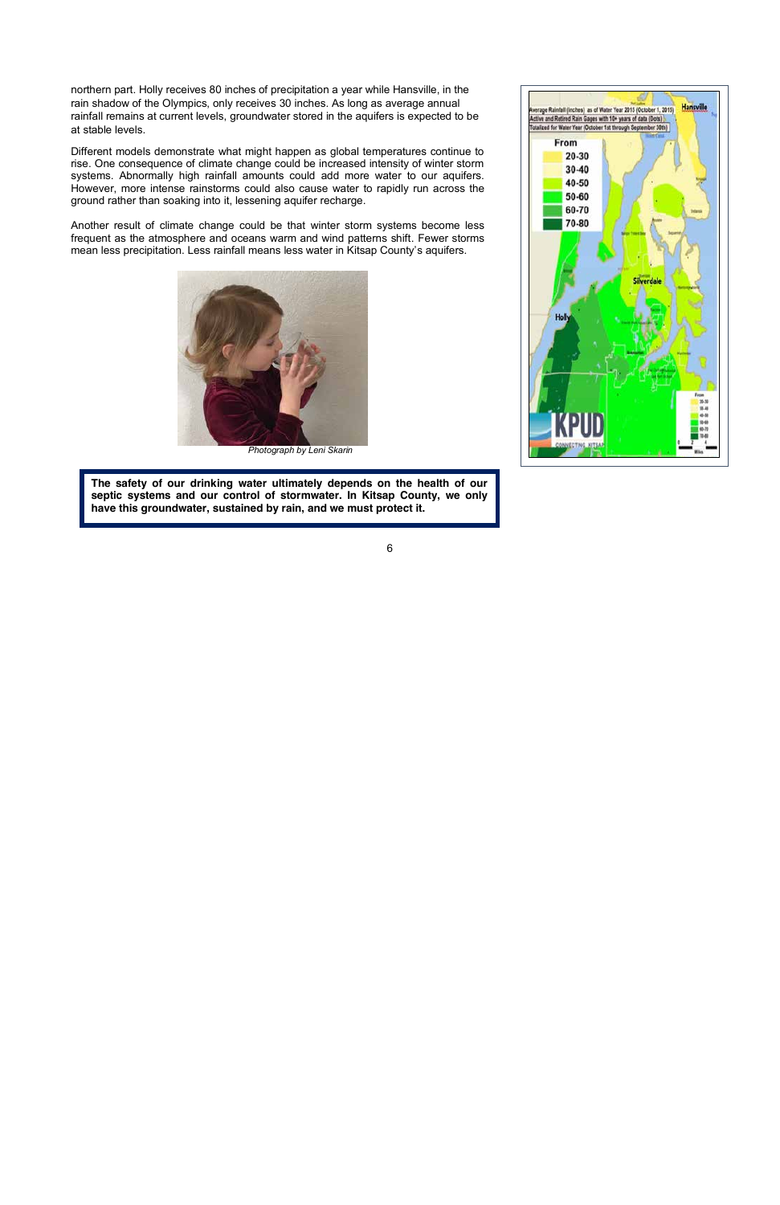northern part. Holly receives 80 inches of precipitation a year while Hansville, in the rain shadow of the Olympics, only receives 30 inches. As long as average annual rainfall remains at current levels, groundwater stored in the aquifers is expected to be at stable levels.

Different models demonstrate what might happen as global temperatures continue to rise. One consequence of climate change could be increased intensity of winter storm systems. Abnormally high rainfall amounts could add more water to our aquifers. However, more intense rainstorms could also cause water to rapidly run across the ground rather than soaking into it, lessening aquifer recharge.

Another result of climate change could be that winter storm systems become less frequent as the atmosphere and oceans warm and wind patterns shift. Fewer storms mean less precipitation. Less rainfall means less water in Kitsap County's aquifers.

*Photograph by Leni Skarin*

**The safety of our drinking water ultimately depends on the health of our septic systems and our control of stormwater. In Kitsap County, we only have this groundwater, sustained by rain, and we must protect it.**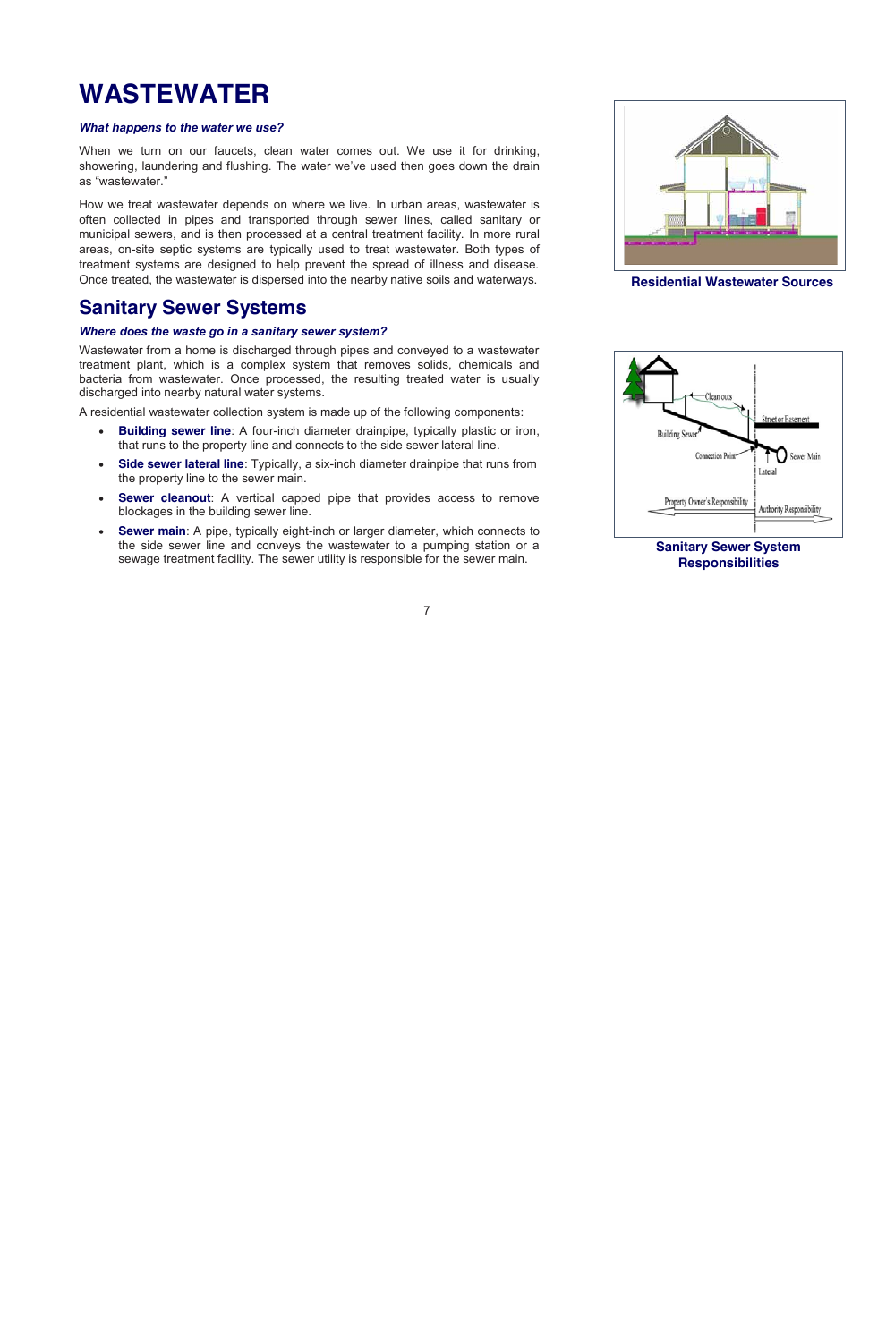# WASTEWATER

***What happens to the water we use?***

When we turn on our faucets, clean water comes out. We use it for drinking, showering, laundering and flushing. The water we've used then goes down the drain as "wastewater."

How we treat wastewater depends on where we live. In urban areas, wastewater is often collected in pipes and transported through sewer lines, called sanitary or municipal sewers, and is then processed at a central treatment facility. In more rural areas, on-site septic systems are typically used to treat wastewater. Both types of treatment systems are designed to help prevent the spread of illness and disease. Once treated, the wastewater is dispersed into the nearby native soils and waterways.

**Residential Wastewater Sources**

## Sanitary Sewer Systems

***Where does the waste go in a sanitary sewer system?***

Wastewater from a home is discharged through pipes and conveyed to a wastewater treatment plant, which is a complex system that removes solids, chemicals and bacteria from wastewater. Once processed, the resulting treated water is usually discharged into nearby natural water systems.

A residential wastewater collection system is made up of the following components:

- **Building sewer line**: A four-inch diameter drainpipe, typically plastic or iron, that runs to the property line and connects to the side sewer lateral line.
- **Side sewer lateral line**: Typically, a six-inch diameter drainpipe that runs from the property line to the sewer main.
- **Sewer cleanout**: A vertical capped pipe that provides access to remove blockages in the building sewer line.
- **Sewer main**: A pipe, typically eight-inch or larger diameter, which connects to the side sewer line and conveys the wastewater to a pumping station or a sewage treatment facility. The sewer utility is responsible for the sewer main.

**Sanitary Sewer System Responsibilities**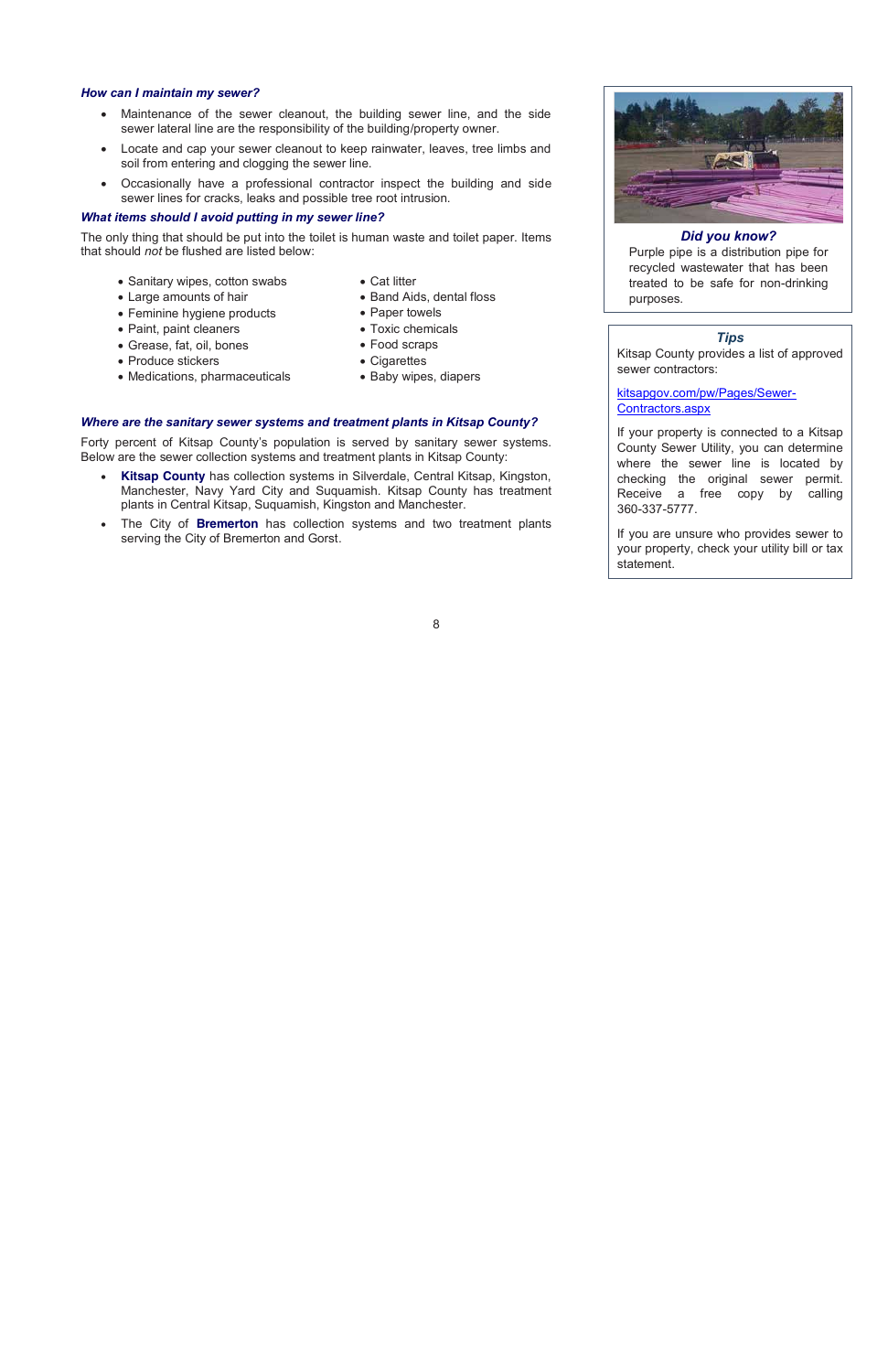### *How can I maintain my sewer?*

- Maintenance of the sewer cleanout, the building sewer line, and the side sewer lateral line are the responsibility of the building/property owner.
- Locate and cap your sewer cleanout to keep rainwater, leaves, tree limbs and soil from entering and clogging the sewer line.
- Occasionally have a professional contractor inspect the building and side sewer lines for cracks, leaks and possible tree root intrusion.

### *What items should I avoid putting in my sewer line?*

The only thing that should be put into the toilet is human waste and toilet paper. Items that should *not* be flushed are listed below:

- Sanitary wipes, cotton swabs
- Large amounts of hair
- Feminine hygiene products
- Paint, paint cleaners
- Grease, fat, oil, bones
- Produce stickers
- Medications, pharmaceuticals
- Cat litter
- Band Aids, dental floss
- Paper towels
- Toxic chemicals
- Food scraps
- Cigarettes
- Baby wipes, diapers

### *Where are the sanitary sewer systems and treatment plants in Kitsap County?*

Forty percent of Kitsap County's population is served by sanitary sewer systems. Below are the sewer collection systems and treatment plants in Kitsap County:

- **Kitsap County** has collection systems in Silverdale, Central Kitsap, Kingston, Manchester, Navy Yard City and Suquamish. Kitsap County has treatment plants in Central Kitsap, Suquamish, Kingston and Manchester.
- The City of **Bremerton** has collection systems and two treatment plants serving the City of Bremerton and Gorst.

***Did you know?***

Purple pipe is a distribution pipe for recycled wastewater that has been treated to be safe for non-drinking purposes.

***Tips***

Kitsap County provides a list of approved sewer contractors:

kitsapgov.com/pw/Pages/Sewer-Contractors.aspx

If your property is connected to a Kitsap County Sewer Utility, you can determine where the sewer line is located by checking the original sewer permit. Receive a free copy by calling 360-337-5777.

If you are unsure who provides sewer to your property, check your utility bill or tax statement.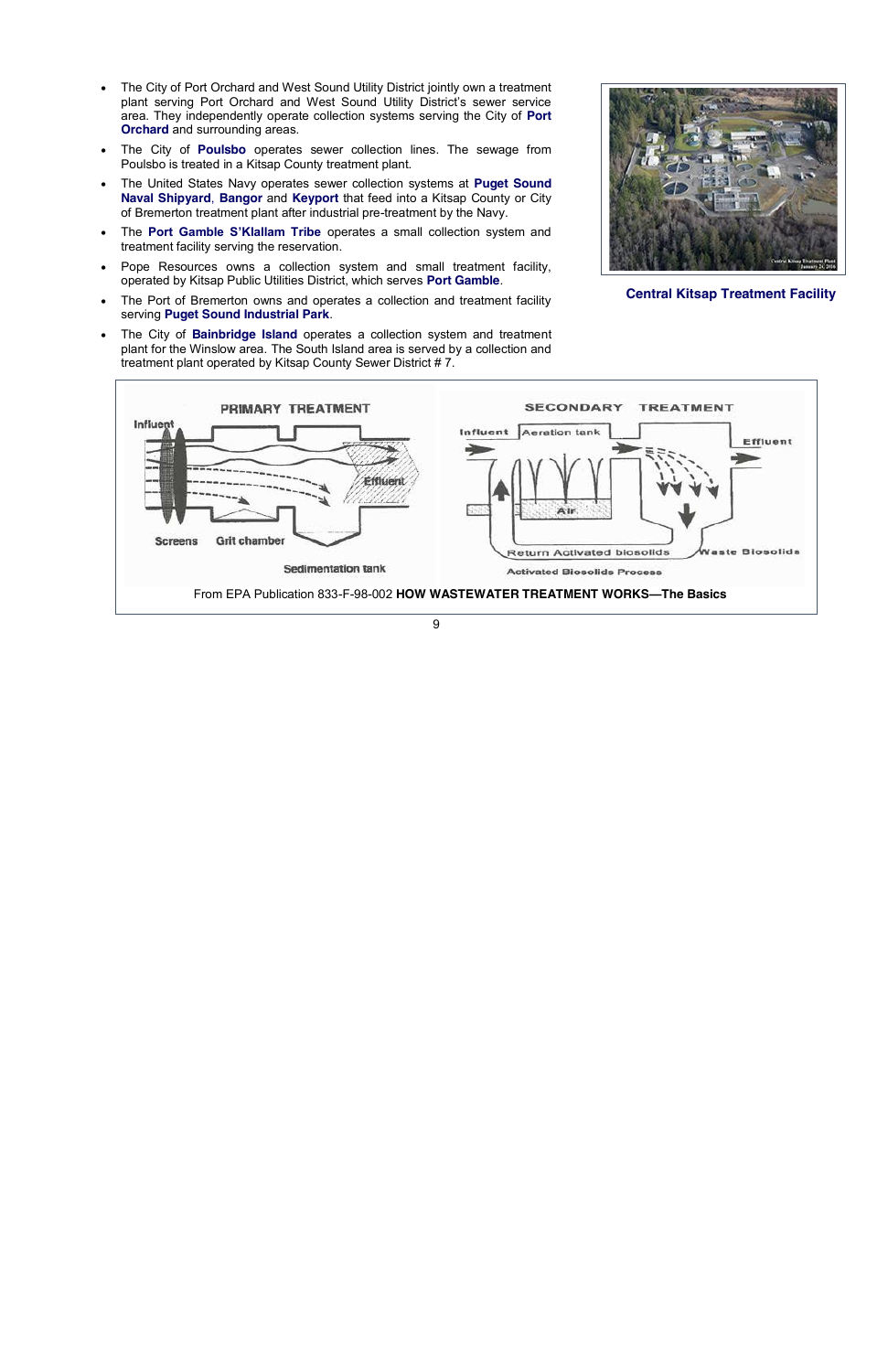- The City of Port Orchard and West Sound Utility District jointly own a treatment plant serving Port Orchard and West Sound Utility District's sewer service area. They independently operate collection systems serving the City of **Port Orchard** and surrounding areas.
- The City of **Poulsbo** operates sewer collection lines. The sewage from Poulsbo is treated in a Kitsap County treatment plant.
- The United States Navy operates sewer collection systems at **Puget Sound Naval Shipyard**, **Bangor** and **Keyport** that feed into a Kitsap County or City of Bremerton treatment plant after industrial pre-treatment by the Navy.
- The **Port Gamble S'Klallam Tribe** operates a small collection system and treatment facility serving the reservation.
- Pope Resources owns a collection system and small treatment facility, operated by Kitsap Public Utilities District, which serves **Port Gamble**.
- The Port of Bremerton owns and operates a collection and treatment facility serving **Puget Sound Industrial Park**.
- The City of **Bainbridge Island** operates a collection system and treatment plant for the Winslow area. The South Island area is served by a collection and treatment plant operated by Kitsap County Sewer District # 7.

**Central Kitsap Treatment Facility**

From EPA Publication 833-F-98-002 **HOW WASTEWATER TREATMENT WORKS—The Basics**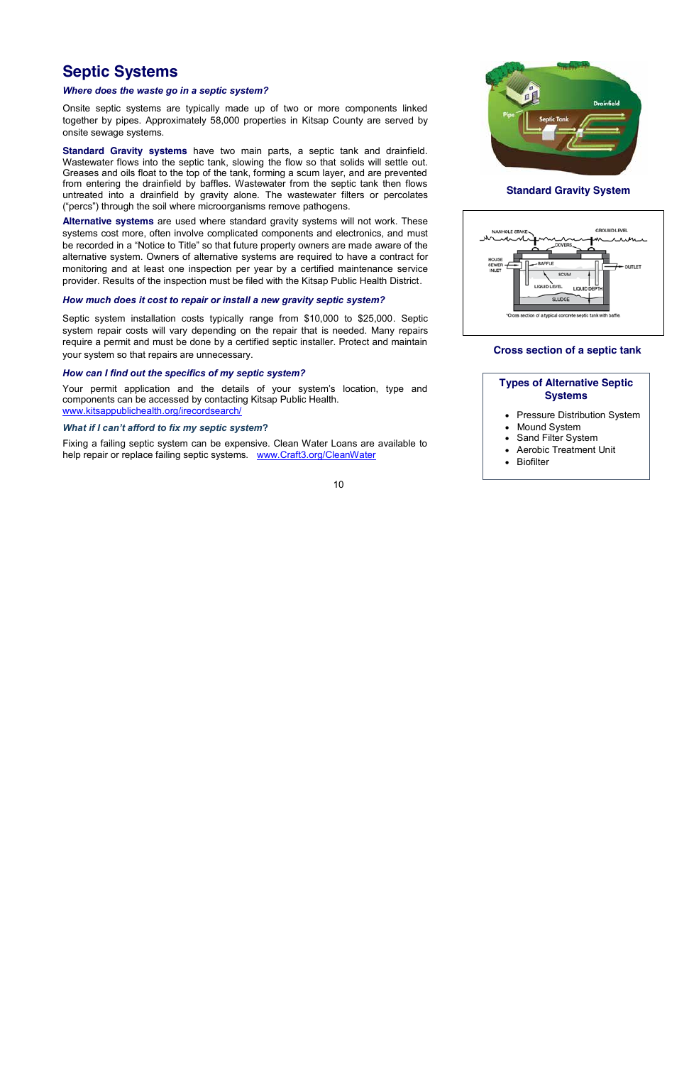# Septic Systems

***Where does the waste go in a septic system?***

Onsite septic systems are typically made up of two or more components linked together by pipes. Approximately 58,000 properties in Kitsap County are served by onsite sewage systems.

**Standard Gravity systems** have two main parts, a septic tank and drainfield. Wastewater flows into the septic tank, slowing the flow so that solids will settle out. Greases and oils float to the top of the tank, forming a scum layer, and are prevented from entering the drainfield by baffles. Wastewater from the septic tank then flows untreated into a drainfield by gravity alone. The wastewater filters or percolates ("percs") through the soil where microorganisms remove pathogens.

**Alternative systems** are used where standard gravity systems will not work. These systems cost more, often involve complicated components and electronics, and must be recorded in a "Notice to Title" so that future property owners are made aware of the alternative system. Owners of alternative systems are required to have a contract for monitoring and at least one inspection per year by a certified maintenance service provider. Results of the inspection must be filed with the Kitsap Public Health District.

***How much does it cost to repair or install a new gravity septic system?***

Septic system installation costs typically range from $10,000 to $25,000. Septic system repair costs will vary depending on the repair that is needed. Many repairs require a permit and must be done by a certified septic installer. Protect and maintain your system so that repairs are unnecessary.

***How can I find out the specifics of my septic system?***

Your permit application and the details of your system's location, type and components can be accessed by contacting Kitsap Public Health.
www.kitsappublichealth.org/irecordsearch/

***What if I can't afford to fix my septic system?***

Fixing a failing septic system can be expensive. Clean Water Loans are available to help repair or replace failing septic systems. www.Craft3.org/CleanWater

**Standard Gravity System**

**Cross section of a septic tank**

**Types of Alternative Septic Systems**

- Pressure Distribution System
- Mound System
- Sand Filter System
- Aerobic Treatment Unit
- Biofilter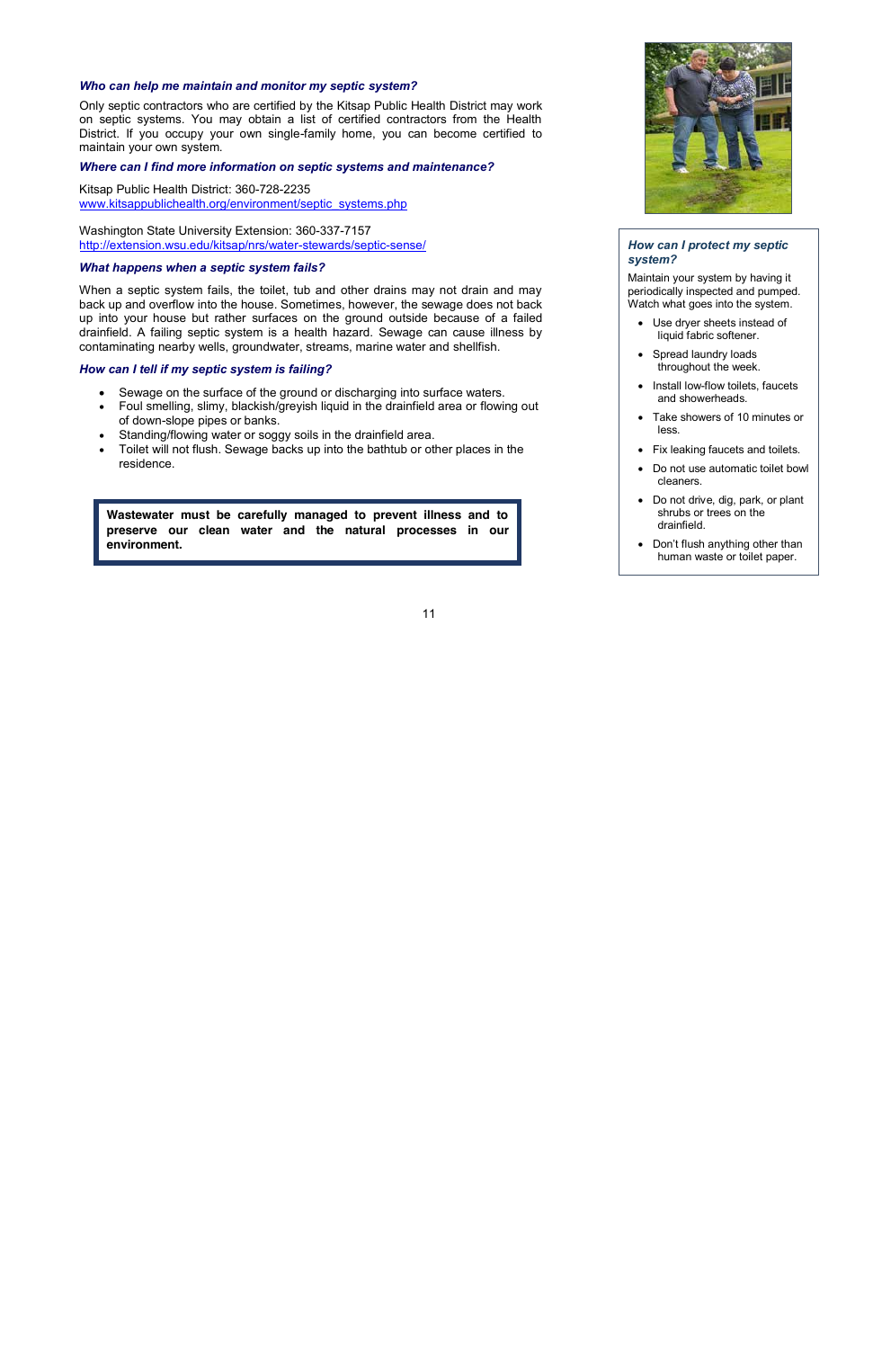### *Who can help me maintain and monitor my septic system?*

Only septic contractors who are certified by the Kitsap Public Health District may work on septic systems. You may obtain a list of certified contractors from the Health District. If you occupy your own single-family home, you can become certified to maintain your own system.

### *Where can I find more information on septic systems and maintenance?*

Kitsap Public Health District: 360-728-2235
www.kitsappublichealth.org/environment/septic_systems.php

Washington State University Extension: 360-337-7157
http://extension.wsu.edu/kitsap/nrs/water-stewards/septic-sense/

### *What happens when a septic system fails?*

When a septic system fails, the toilet, tub and other drains may not drain and may back up and overflow into the house. Sometimes, however, the sewage does not back up into your house but rather surfaces on the ground outside because of a failed drainfield. A failing septic system is a health hazard. Sewage can cause illness by contaminating nearby wells, groundwater, streams, marine water and shellfish.

### *How can I tell if my septic system is failing?*

- Sewage on the surface of the ground or discharging into surface waters.
- Foul smelling, slimy, blackish/greyish liquid in the drainfield area or flowing out of down-slope pipes or banks.
- Standing/flowing water or soggy soils in the drainfield area.
- Toilet will not flush. Sewage backs up into the bathtub or other places in the residence.

**Wastewater must be carefully managed to prevent illness and to preserve our clean water and the natural processes in our environment.**

### *How can I protect my septic system?*

Maintain your system by having it periodically inspected and pumped. Watch what goes into the system.

- Use dryer sheets instead of liquid fabric softener.
- Spread laundry loads throughout the week.
- Install low-flow toilets, faucets and showerheads.
- Take showers of 10 minutes or less.
- Fix leaking faucets and toilets.
- Do not use automatic toilet bowl cleaners.
- Do not drive, dig, park, or plant shrubs or trees on the drainfield.
- Don't flush anything other than human waste or toilet paper.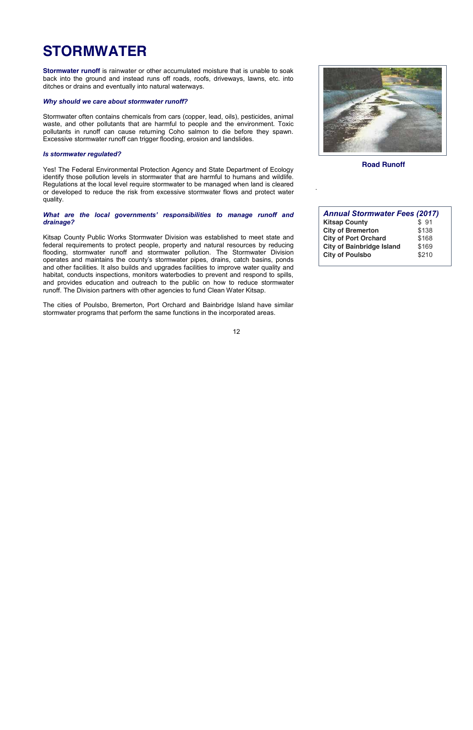# STORMWATER

**Stormwater runoff** is rainwater or other accumulated moisture that is unable to soak back into the ground and instead runs off roads, roofs, driveways, lawns, etc. into ditches or drains and eventually into natural waterways.

***Why should we care about stormwater runoff?***

Stormwater often contains chemicals from cars (copper, lead, oils), pesticides, animal waste, and other pollutants that are harmful to people and the environment. Toxic pollutants in runoff can cause returning Coho salmon to die before they spawn. Excessive stormwater runoff can trigger flooding, erosion and landslides.

***Is stormwater regulated?***

Yes! The Federal Environmental Protection Agency and State Department of Ecology identify those pollution levels in stormwater that are harmful to humans and wildlife. Regulations at the local level require stormwater to be managed when land is cleared or developed to reduce the risk from excessive stormwater flows and protect water quality.

***What are the local governments' responsibilities to manage runoff and drainage?***

Kitsap County Public Works Stormwater Division was established to meet state and federal requirements to protect people, property and natural resources by reducing flooding, stormwater runoff and stormwater pollution. The Stormwater Division operates and maintains the county's stormwater pipes, drains, catch basins, ponds and other facilities. It also builds and upgrades facilities to improve water quality and habitat, conducts inspections, monitors waterbodies to prevent and respond to spills, and provides education and outreach to the public on how to reduce stormwater runoff. The Division partners with other agencies to fund Clean Water Kitsap.

The cities of Poulsbo, Bremerton, Port Orchard and Bainbridge Island have similar stormwater programs that perform the same functions in the incorporated areas.

**Road Runoff**

| *Annual Stormwater Fees (2017)* | |
|---|---|
| **Kitsap County** | $ 91 |
| **City of Bremerton** | $138 |
| **City of Port Orchard** | $168 |
| **City of Bainbridge Island** | $169 |
| **City of Poulsbo** | $210 |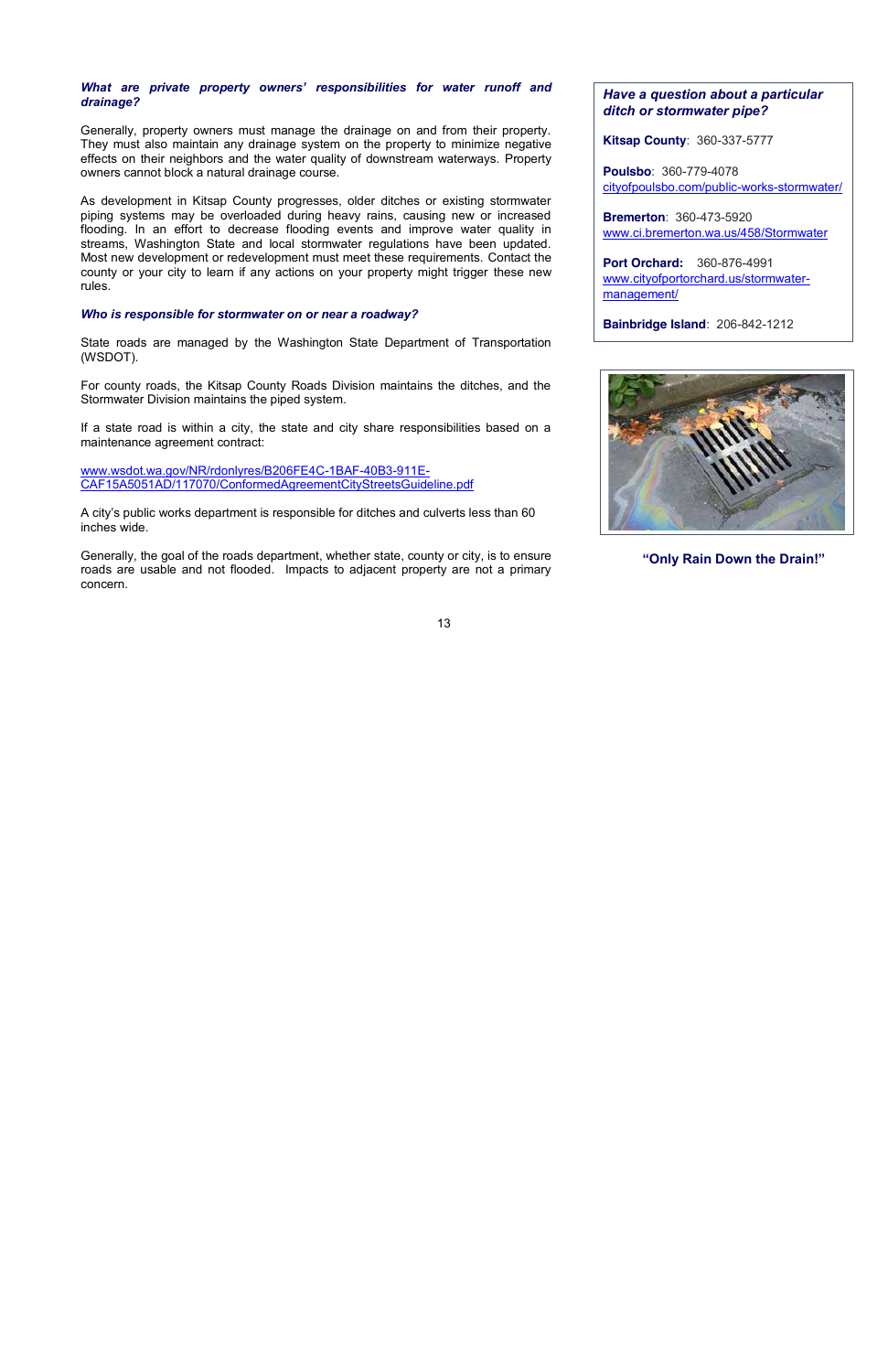### *What are private property owners' responsibilities for water runoff and drainage?*

Generally, property owners must manage the drainage on and from their property. They must also maintain any drainage system on the property to minimize negative effects on their neighbors and the water quality of downstream waterways. Property owners cannot block a natural drainage course.

As development in Kitsap County progresses, older ditches or existing stormwater piping systems may be overloaded during heavy rains, causing new or increased flooding. In an effort to decrease flooding events and improve water quality in streams, Washington State and local stormwater regulations have been updated. Most new development or redevelopment must meet these requirements. Contact the county or your city to learn if any actions on your property might trigger these new rules.

### *Who is responsible for stormwater on or near a roadway?*

State roads are managed by the Washington State Department of Transportation (WSDOT).

For county roads, the Kitsap County Roads Division maintains the ditches, and the Stormwater Division maintains the piped system.

If a state road is within a city, the state and city share responsibilities based on a maintenance agreement contract:

www.wsdot.wa.gov/NR/rdonlyres/B206FE4C-1BAF-40B3-911E-CAF15A5051AD/117070/ConformedAgreementCityStreetsGuideline.pdf

A city's public works department is responsible for ditches and culverts less than 60 inches wide.

Generally, the goal of the roads department, whether state, county or city, is to ensure roads are usable and not flooded. Impacts to adjacent property are not a primary concern.

### *Have a question about a particular ditch or stormwater pipe?*

**Kitsap County**: 360-337-5777

**Poulsbo**: 360-779-4078
cityofpoulsbo.com/public-works-stormwater/

**Bremerton**: 360-473-5920
www.ci.bremerton.wa.us/458/Stormwater

**Port Orchard:** 360-876-4991
www.cityofportorchard.us/stormwater-management/

**Bainbridge Island**: 206-842-1212

**"Only Rain Down the Drain!"**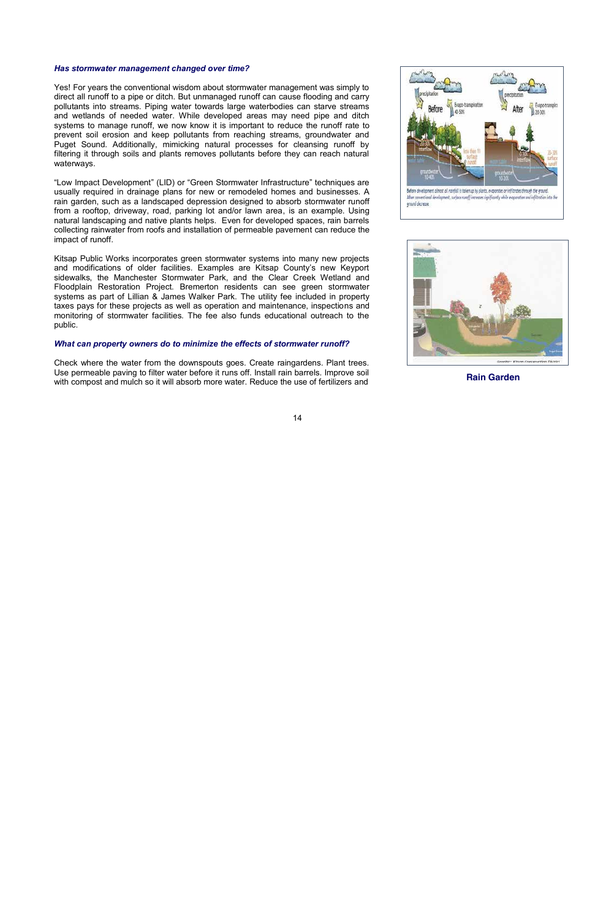*Has stormwater management changed over time?*

Yes! For years the conventional wisdom about stormwater management was simply to direct all runoff to a pipe or ditch. But unmanaged runoff can cause flooding and carry pollutants into streams. Piping water towards large waterbodies can starve streams and wetlands of needed water. While developed areas may need pipe and ditch systems to manage runoff, we now know it is important to reduce the runoff rate to prevent soil erosion and keep pollutants from reaching streams, groundwater and Puget Sound. Additionally, mimicking natural processes for cleansing runoff by filtering it through soils and plants removes pollutants before they can reach natural waterways.

"Low Impact Development" (LID) or "Green Stormwater Infrastructure" techniques are usually required in drainage plans for new or remodeled homes and businesses. A rain garden, such as a landscaped depression designed to absorb stormwater runoff from a rooftop, driveway, road, parking lot and/or lawn area, is an example. Using natural landscaping and native plants helps. Even for developed spaces, rain barrels collecting rainwater from roofs and installation of permeable pavement can reduce the impact of runoff.

Kitsap Public Works incorporates green stormwater systems into many new projects and modifications of older facilities. Examples are Kitsap County's new Keyport sidewalks, the Manchester Stormwater Park, and the Clear Creek Wetland and Floodplain Restoration Project. Bremerton residents can see green stormwater systems as part of Lillian & James Walker Park. The utility fee included in property taxes pays for these projects as well as operation and maintenance, inspections and monitoring of stormwater facilities. The fee also funds educational outreach to the public.

*What can property owners do to minimize the effects of stormwater runoff?*

Check where the water from the downspouts goes. Create raingardens. Plant trees. Use permeable paving to filter water before it runs off. Install rain barrels. Improve soil with compost and mulch so it will absorb more water. Reduce the use of fertilizers and

Before development almost all rainfall is taken up by plants, evaporates or infiltrates through the ground. After conventional development, surface runoff increases significantly while evaporation and infiltration into the ground decrease.

**Rain Garden**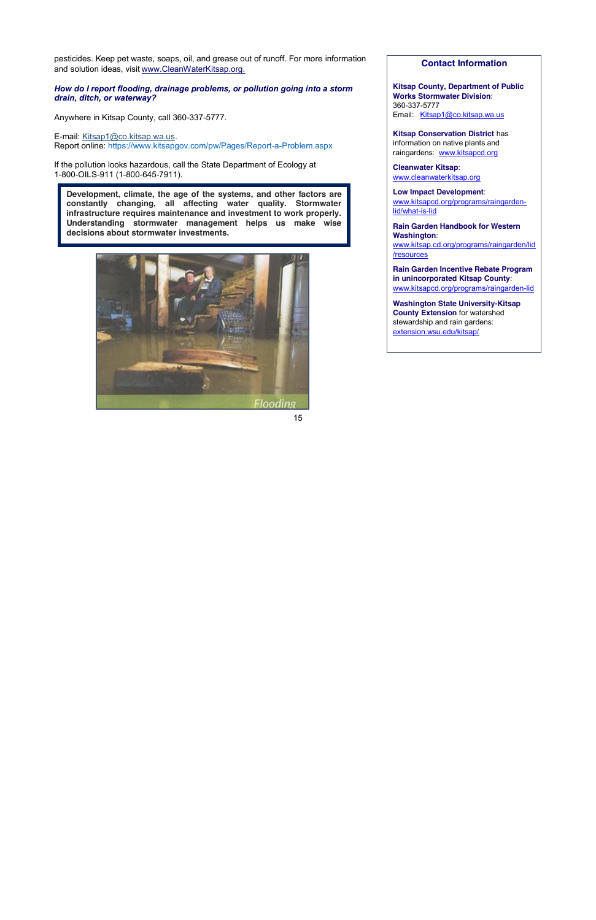pesticides. Keep pet waste, soaps, oil, and grease out of runoff. For more information and solution ideas, visit www.CleanWaterKitsap.org.

***How do I report flooding, drainage problems, or pollution going into a storm drain, ditch, or waterway?***

Anywhere in Kitsap County, call 360-337-5777.

E-mail: Kitsap1@co.kitsap.wa.us.
Report online: https://www.kitsapgov.com/pw/Pages/Report-a-Problem.aspx

If the pollution looks hazardous, call the State Department of Ecology at 1-800-OILS-911 (1-800-645-7911).

**Development, climate, the age of the systems, and other factors are constantly changing, all affecting water quality. Stormwater infrastructure requires maintenance and investment to work properly. Understanding stormwater management helps us make wise decisions about stormwater investments.**

Flooding

## Contact Information

**Kitsap County, Department of Public Works Stormwater Division**:
360-337-5777
Email: Kitsap1@co.kitsap.wa.us

**Kitsap Conservation District** has information on native plants and raingardens: www.kitsapcd.org

**Cleanwater Kitsap**: www.cleanwaterkitsap.org

**Low Impact Development**: www.kitsapcd.org/programs/raingarden-lid/what-is-lid

**Rain Garden Handbook for Western Washington**: www.kitsap.cd.org/programs/raingarden/lid/resources

**Rain Garden Incentive Rebate Program in unincorporated Kitsap County**: www.kitsapcd.org/programs/raingarden-lid

**Washington State University-Kitsap County Extension** for watershed stewardship and rain gardens: extension.wsu.edu/kitsap/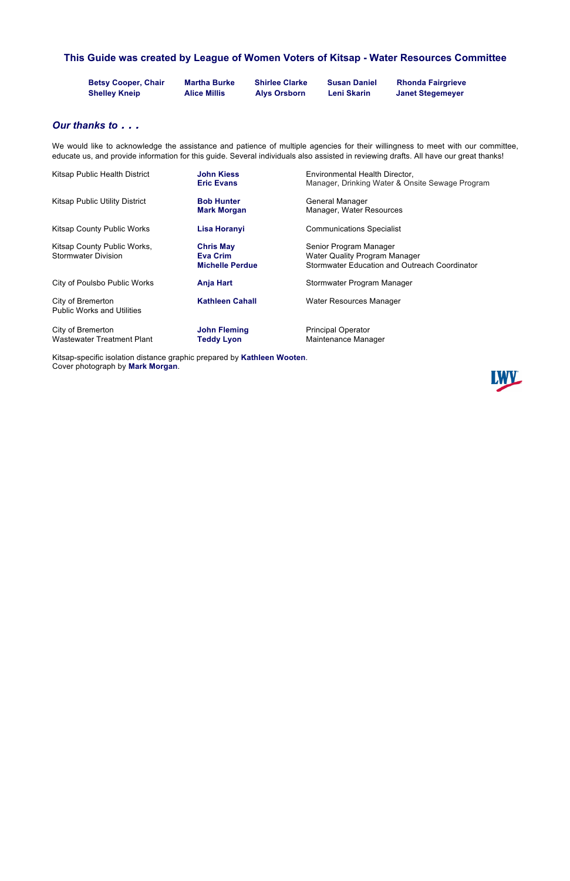## This Guide was created by League of Women Voters of Kitsap - Water Resources Committee

| | | | | |
|---|---|---|---|---|
| **Betsy Cooper, Chair** | **Martha Burke** | **Shirlee Clarke** | **Susan Daniel** | **Rhonda Fairgrieve** |
| **Shelley Kneip** | **Alice Millis** | **Alys Orsborn** | **Leni Skarin** | **Janet Stegemeyer** |

### *Our thanks to . . .*

We would like to acknowledge the assistance and patience of multiple agencies for their willingness to meet with our committee, educate us, and provide information for this guide. Several individuals also assisted in reviewing drafts. All have our great thanks!

| | | |
|---|---|---|
| Kitsap Public Health District | **John Kiess**<br>**Eric Evans** | Environmental Health Director,<br>Manager, Drinking Water & Onsite Sewage Program |
| Kitsap Public Utility District | **Bob Hunter**<br>**Mark Morgan** | General Manager<br>Manager, Water Resources |
| Kitsap County Public Works | **Lisa Horanyi** | Communications Specialist |
| Kitsap County Public Works, Stormwater Division | **Chris May**<br>**Eva Crim**<br>**Michelle Perdue** | Senior Program Manager<br>Water Quality Program Manager<br>Stormwater Education and Outreach Coordinator |
| City of Poulsbo Public Works | **Anja Hart** | Stormwater Program Manager |
| City of Bremerton Public Works and Utilities | **Kathleen Cahall** | Water Resources Manager |
| City of Bremerton Wastewater Treatment Plant | **John Fleming**<br>**Teddy Lyon** | Principal Operator<br>Maintenance Manager |

Kitsap-specific isolation distance graphic prepared by **Kathleen Wooten**.
Cover photograph by **Mark Morgan**.